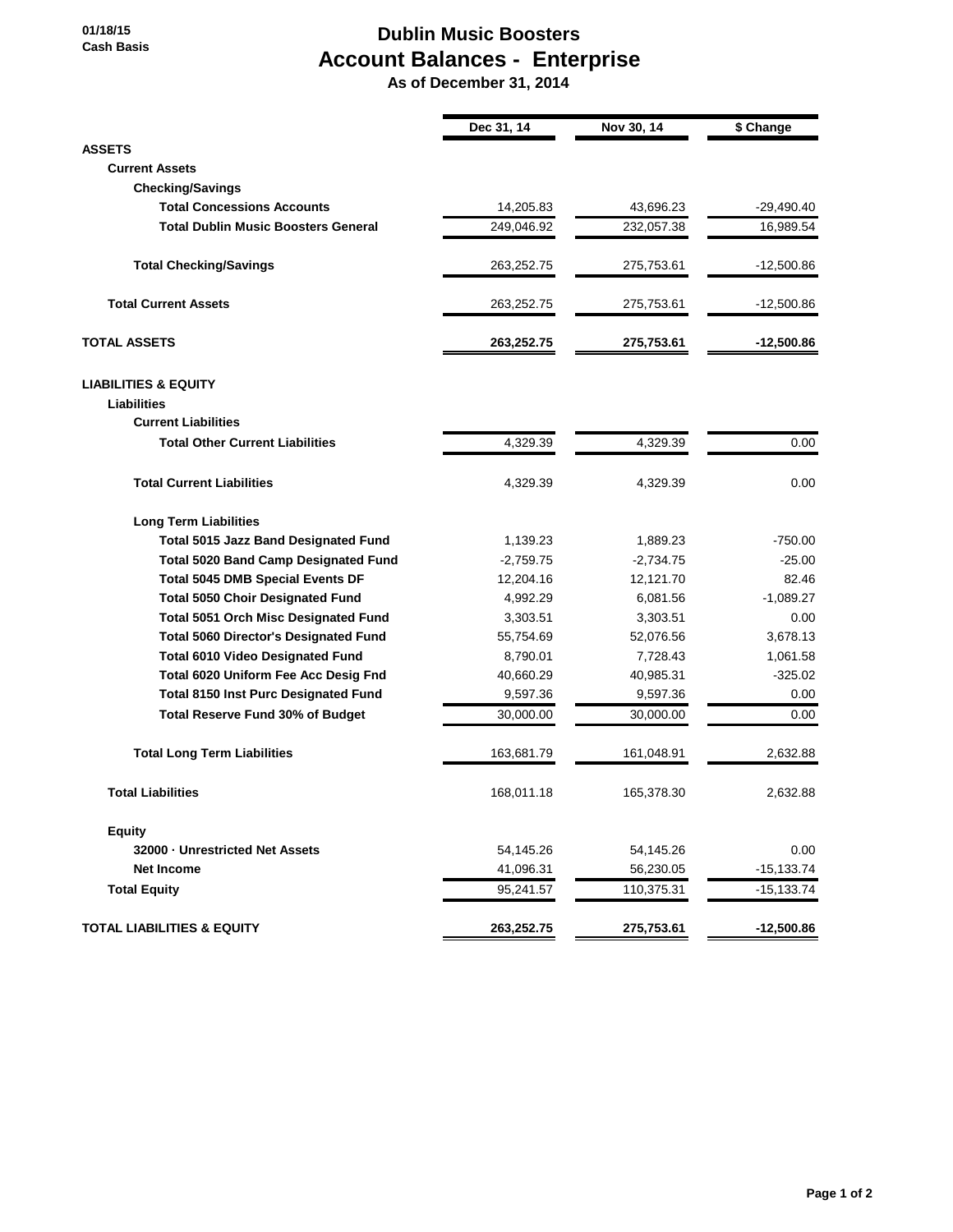01/18/15
Cash Basis

# Dublin Music Boosters
# Account Balances - Enterprise
## As of December 31, 2014

| | Dec 31, 14 | Nov 30, 14 | $ Change |
|---|---|---|---|
| **ASSETS** | | | |
| **Current Assets** | | | |
| **Checking/Savings** | | | |
| **Total Concessions Accounts** | 14,205.83 | 43,696.23 | -29,490.40 |
| **Total Dublin Music Boosters General** | 249,046.92 | 232,057.38 | 16,989.54 |
| **Total Checking/Savings** | 263,252.75 | 275,753.61 | -12,500.86 |
| **Total Current Assets** | 263,252.75 | 275,753.61 | -12,500.86 |
| **TOTAL ASSETS** | **263,252.75** | **275,753.61** | **-12,500.86** |
| **LIABILITIES & EQUITY** | | | |
| **Liabilities** | | | |
| **Current Liabilities** | | | |
| **Total Other Current Liabilities** | 4,329.39 | 4,329.39 | 0.00 |
| **Total Current Liabilities** | 4,329.39 | 4,329.39 | 0.00 |
| **Long Term Liabilities** | | | |
| **Total 5015 Jazz Band Designated Fund** | 1,139.23 | 1,889.23 | -750.00 |
| **Total 5020 Band Camp Designated Fund** | -2,759.75 | -2,734.75 | -25.00 |
| **Total 5045 DMB Special Events DF** | 12,204.16 | 12,121.70 | 82.46 |
| **Total 5050 Choir Designated Fund** | 4,992.29 | 6,081.56 | -1,089.27 |
| **Total 5051 Orch Misc Designated Fund** | 3,303.51 | 3,303.51 | 0.00 |
| **Total 5060 Director's Designated Fund** | 55,754.69 | 52,076.56 | 3,678.13 |
| **Total 6010 Video Designated Fund** | 8,790.01 | 7,728.43 | 1,061.58 |
| **Total 6020 Uniform Fee Acc Desig Fnd** | 40,660.29 | 40,985.31 | -325.02 |
| **Total 8150 Inst Purc Designated Fund** | 9,597.36 | 9,597.36 | 0.00 |
| **Total Reserve Fund 30% of Budget** | 30,000.00 | 30,000.00 | 0.00 |
| **Total Long Term Liabilities** | 163,681.79 | 161,048.91 | 2,632.88 |
| **Total Liabilities** | 168,011.18 | 165,378.30 | 2,632.88 |
| **Equity** | | | |
| **32000 · Unrestricted Net Assets** | 54,145.26 | 54,145.26 | 0.00 |
| **Net Income** | 41,096.31 | 56,230.05 | -15,133.74 |
| **Total Equity** | 95,241.57 | 110,375.31 | -15,133.74 |
| **TOTAL LIABILITIES & EQUITY** | **263,252.75** | **275,753.61** | **-12,500.86** |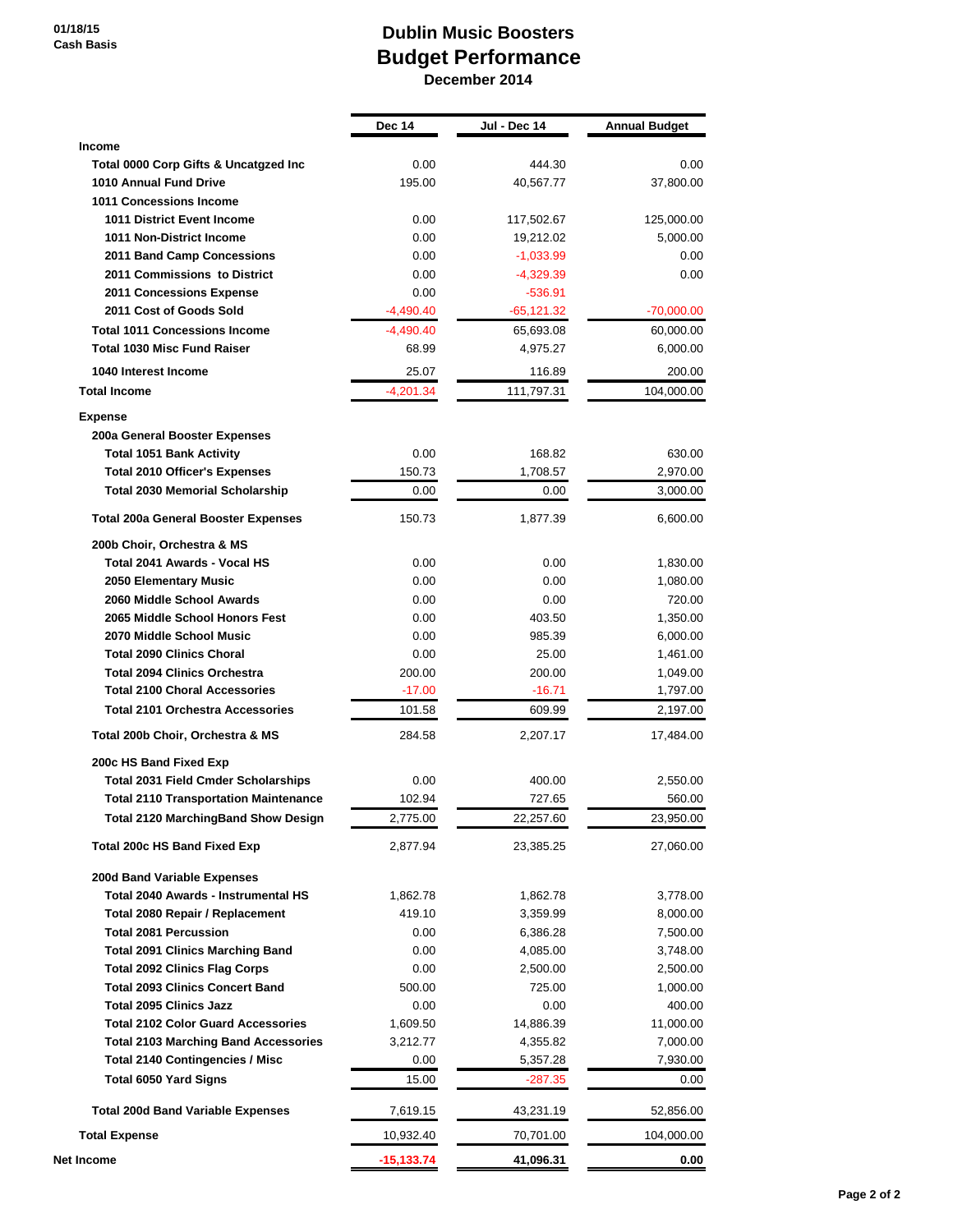01/18/15
Cash Basis

# Dublin Music Boosters
## Budget Performance
### December 2014

| | Dec 14 | Jul - Dec 14 | Annual Budget |
|---|---|---|---|
| **Income** | | | |
| Total 0000 Corp Gifts & Uncatgzed Inc | 0.00 | 444.30 | 0.00 |
| 1010 Annual Fund Drive | 195.00 | 40,567.77 | 37,800.00 |
| 1011 Concessions Income | | | |
| 1011 District Event Income | 0.00 | 117,502.67 | 125,000.00 |
| 1011 Non-District Income | 0.00 | 19,212.02 | 5,000.00 |
| 2011 Band Camp Concessions | 0.00 | -1,033.99 | 0.00 |
| 2011 Commissions to District | 0.00 | -4,329.39 | 0.00 |
| 2011 Concessions Expense | 0.00 | -536.91 | |
| 2011 Cost of Goods Sold | -4,490.40 | -65,121.32 | -70,000.00 |
| Total 1011 Concessions Income | -4,490.40 | 65,693.08 | 60,000.00 |
| Total 1030 Misc Fund Raiser | 68.99 | 4,975.27 | 6,000.00 |
| 1040 Interest Income | 25.07 | 116.89 | 200.00 |
| **Total Income** | -4,201.34 | 111,797.31 | 104,000.00 |
| **Expense** | | | |
| 200a General Booster Expenses | | | |
| Total 1051 Bank Activity | 0.00 | 168.82 | 630.00 |
| Total 2010 Officer's Expenses | 150.73 | 1,708.57 | 2,970.00 |
| Total 2030 Memorial Scholarship | 0.00 | 0.00 | 3,000.00 |
| Total 200a General Booster Expenses | 150.73 | 1,877.39 | 6,600.00 |
| 200b Choir, Orchestra & MS | | | |
| Total 2041 Awards - Vocal HS | 0.00 | 0.00 | 1,830.00 |
| 2050 Elementary Music | 0.00 | 0.00 | 1,080.00 |
| 2060 Middle School Awards | 0.00 | 0.00 | 720.00 |
| 2065 Middle School Honors Fest | 0.00 | 403.50 | 1,350.00 |
| 2070 Middle School Music | 0.00 | 985.39 | 6,000.00 |
| Total 2090 Clinics Choral | 0.00 | 25.00 | 1,461.00 |
| Total 2094 Clinics Orchestra | 200.00 | 200.00 | 1,049.00 |
| Total 2100 Choral Accessories | -17.00 | -16.71 | 1,797.00 |
| Total 2101 Orchestra Accessories | 101.58 | 609.99 | 2,197.00 |
| Total 200b Choir, Orchestra & MS | 284.58 | 2,207.17 | 17,484.00 |
| 200c HS Band Fixed Exp | | | |
| Total 2031 Field Cmder Scholarships | 0.00 | 400.00 | 2,550.00 |
| Total 2110 Transportation Maintenance | 102.94 | 727.65 | 560.00 |
| Total 2120 MarchingBand Show Design | 2,775.00 | 22,257.60 | 23,950.00 |
| Total 200c HS Band Fixed Exp | 2,877.94 | 23,385.25 | 27,060.00 |
| 200d Band Variable Expenses | | | |
| Total 2040 Awards - Instrumental HS | 1,862.78 | 1,862.78 | 3,778.00 |
| Total 2080 Repair / Replacement | 419.10 | 3,359.99 | 8,000.00 |
| Total 2081 Percussion | 0.00 | 6,386.28 | 7,500.00 |
| Total 2091 Clinics Marching Band | 0.00 | 4,085.00 | 3,748.00 |
| Total 2092 Clinics Flag Corps | 0.00 | 2,500.00 | 2,500.00 |
| Total 2093 Clinics Concert Band | 500.00 | 725.00 | 1,000.00 |
| Total 2095 Clinics Jazz | 0.00 | 0.00 | 400.00 |
| Total 2102 Color Guard Accessories | 1,609.50 | 14,886.39 | 11,000.00 |
| Total 2103 Marching Band Accessories | 3,212.77 | 4,355.82 | 7,000.00 |
| Total 2140 Contingencies / Misc | 0.00 | 5,357.28 | 7,930.00 |
| Total 6050 Yard Signs | 15.00 | -287.35 | 0.00 |
| Total 200d Band Variable Expenses | 7,619.15 | 43,231.19 | 52,856.00 |
| **Total Expense** | 10,932.40 | 70,701.00 | 104,000.00 |
| **Net Income** | **-15,133.74** | **41,096.31** | **0.00** |